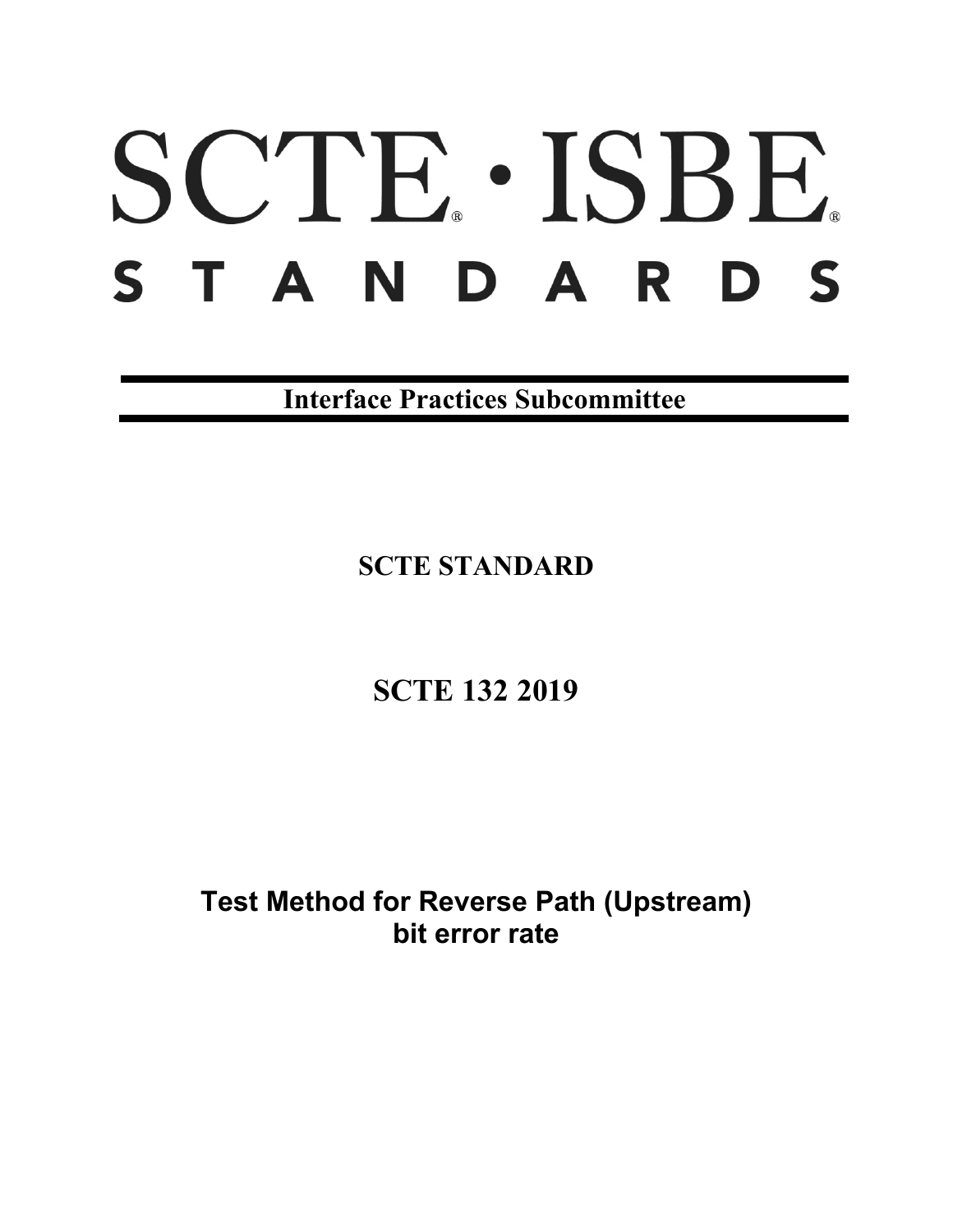# SCTE · ISBE
# STANDARDS

**Interface Practices Subcommittee**

**SCTE STANDARD**

**SCTE 132 2019**

**Test Method for Reverse Path (Upstream) bit error rate**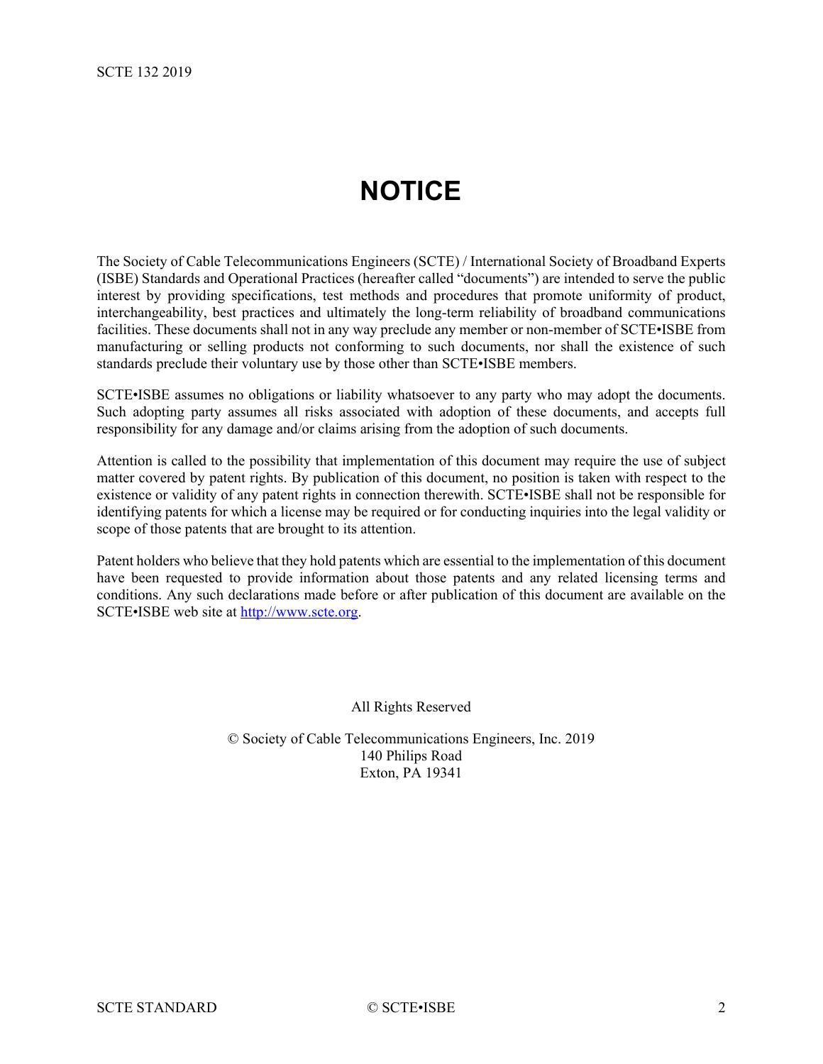# NOTICE

The Society of Cable Telecommunications Engineers (SCTE) / International Society of Broadband Experts (ISBE) Standards and Operational Practices (hereafter called "documents") are intended to serve the public interest by providing specifications, test methods and procedures that promote uniformity of product, interchangeability, best practices and ultimately the long-term reliability of broadband communications facilities. These documents shall not in any way preclude any member or non-member of SCTE•ISBE from manufacturing or selling products not conforming to such documents, nor shall the existence of such standards preclude their voluntary use by those other than SCTE•ISBE members.

SCTE•ISBE assumes no obligations or liability whatsoever to any party who may adopt the documents. Such adopting party assumes all risks associated with adoption of these documents, and accepts full responsibility for any damage and/or claims arising from the adoption of such documents.

Attention is called to the possibility that implementation of this document may require the use of subject matter covered by patent rights. By publication of this document, no position is taken with respect to the existence or validity of any patent rights in connection therewith. SCTE•ISBE shall not be responsible for identifying patents for which a license may be required or for conducting inquiries into the legal validity or scope of those patents that are brought to its attention.

Patent holders who believe that they hold patents which are essential to the implementation of this document have been requested to provide information about those patents and any related licensing terms and conditions. Any such declarations made before or after publication of this document are available on the SCTE•ISBE web site at http://www.scte.org.

All Rights Reserved

© Society of Cable Telecommunications Engineers, Inc. 2019
140 Philips Road
Exton, PA 19341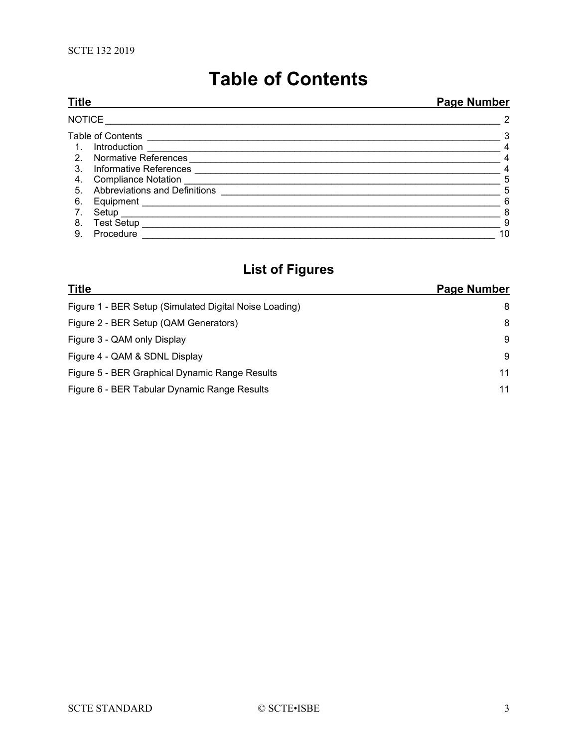# Table of Contents

| Title | Page Number |
|---|---|
| NOTICE | 2 |
| Table of Contents | 3 |
| 1. Introduction | 4 |
| 2. Normative References | 4 |
| 3. Informative References | 4 |
| 4. Compliance Notation | 5 |
| 5. Abbreviations and Definitions | 5 |
| 6. Equipment | 6 |
| 7. Setup | 8 |
| 8. Test Setup | 9 |
| 9. Procedure | 10 |

## List of Figures

| Title | Page Number |
|---|---|
| Figure 1 - BER Setup (Simulated Digital Noise Loading) | 8 |
| Figure 2 - BER Setup (QAM Generators) | 8 |
| Figure 3 - QAM only Display | 9 |
| Figure 4 - QAM & SDNL Display | 9 |
| Figure 5 - BER Graphical Dynamic Range Results | 11 |
| Figure 6 - BER Tabular Dynamic Range Results | 11 |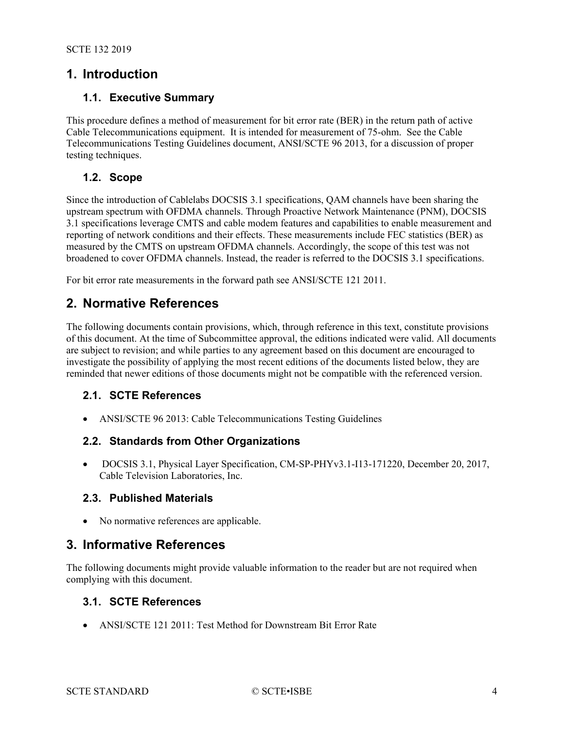# 1. Introduction

## 1.1. Executive Summary

This procedure defines a method of measurement for bit error rate (BER) in the return path of active Cable Telecommunications equipment. It is intended for measurement of 75-ohm. See the Cable Telecommunications Testing Guidelines document, ANSI/SCTE 96 2013, for a discussion of proper testing techniques.

## 1.2. Scope

Since the introduction of Cablelabs DOCSIS 3.1 specifications, QAM channels have been sharing the upstream spectrum with OFDMA channels. Through Proactive Network Maintenance (PNM), DOCSIS 3.1 specifications leverage CMTS and cable modem features and capabilities to enable measurement and reporting of network conditions and their effects. These measurements include FEC statistics (BER) as measured by the CMTS on upstream OFDMA channels. Accordingly, the scope of this test was not broadened to cover OFDMA channels. Instead, the reader is referred to the DOCSIS 3.1 specifications.

For bit error rate measurements in the forward path see ANSI/SCTE 121 2011.

# 2. Normative References

The following documents contain provisions, which, through reference in this text, constitute provisions of this document. At the time of Subcommittee approval, the editions indicated were valid. All documents are subject to revision; and while parties to any agreement based on this document are encouraged to investigate the possibility of applying the most recent editions of the documents listed below, they are reminded that newer editions of those documents might not be compatible with the referenced version.

## 2.1. SCTE References

- ANSI/SCTE 96 2013: Cable Telecommunications Testing Guidelines

## 2.2. Standards from Other Organizations

- DOCSIS 3.1, Physical Layer Specification, CM-SP-PHYv3.1-I13-171220, December 20, 2017, Cable Television Laboratories, Inc.

## 2.3. Published Materials

- No normative references are applicable.

# 3. Informative References

The following documents might provide valuable information to the reader but are not required when complying with this document.

## 3.1. SCTE References

- ANSI/SCTE 121 2011: Test Method for Downstream Bit Error Rate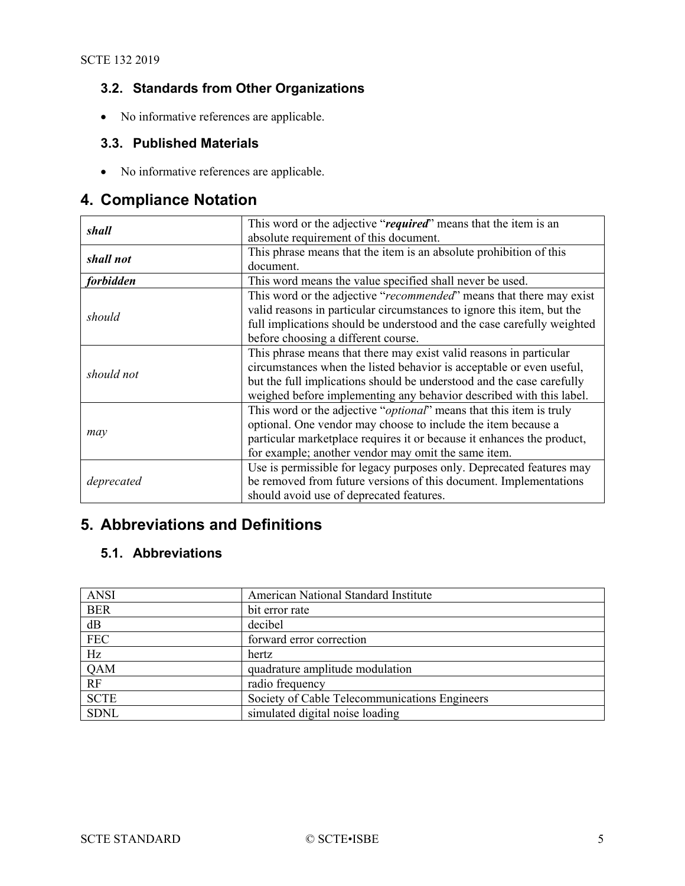### 3.2. Standards from Other Organizations

- No informative references are applicable.

### 3.3. Published Materials

- No informative references are applicable.

## 4. Compliance Notation

| | |
|---|---|
| ***shall*** | This word or the adjective "***required***" means that the item is an absolute requirement of this document. |
| ***shall not*** | This phrase means that the item is an absolute prohibition of this document. |
| ***forbidden*** | This word means the value specified shall never be used. |
| *should* | This word or the adjective "*recommended*" means that there may exist valid reasons in particular circumstances to ignore this item, but the full implications should be understood and the case carefully weighted before choosing a different course. |
| *should not* | This phrase means that there may exist valid reasons in particular circumstances when the listed behavior is acceptable or even useful, but the full implications should be understood and the case carefully weighed before implementing any behavior described with this label. |
| *may* | This word or the adjective "*optional*" means that this item is truly optional. One vendor may choose to include the item because a particular marketplace requires it or because it enhances the product, for example; another vendor may omit the same item. |
| *deprecated* | Use is permissible for legacy purposes only. Deprecated features may be removed from future versions of this document. Implementations should avoid use of deprecated features. |

## 5. Abbreviations and Definitions

### 5.1. Abbreviations

| | |
|---|---|
| ANSI | American National Standard Institute |
| BER | bit error rate |
| dB | decibel |
| FEC | forward error correction |
| Hz | hertz |
| QAM | quadrature amplitude modulation |
| RF | radio frequency |
| SCTE | Society of Cable Telecommunications Engineers |
| SDNL | simulated digital noise loading |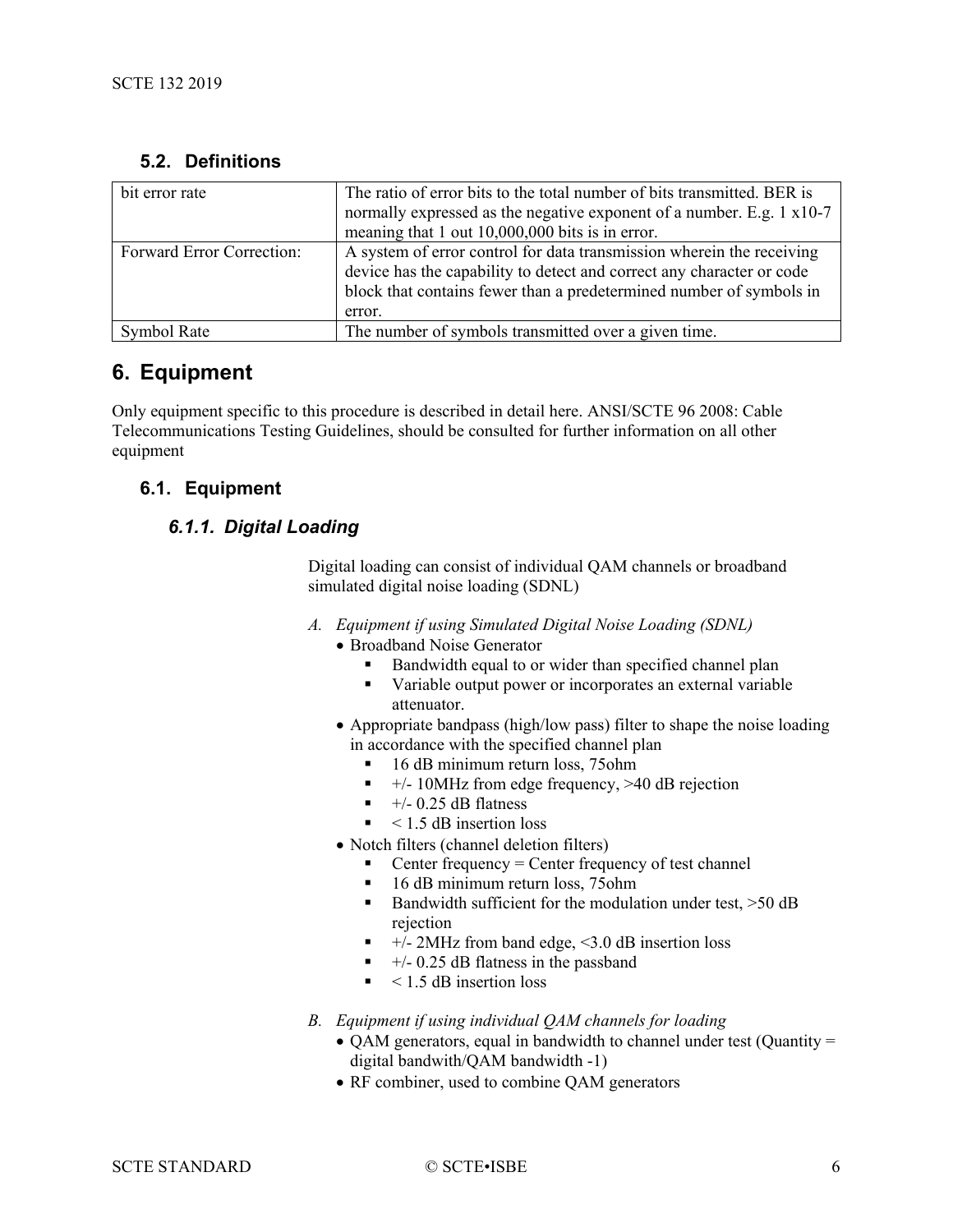## 5.2. Definitions

| | |
|---|---|
| bit error rate | The ratio of error bits to the total number of bits transmitted. BER is normally expressed as the negative exponent of a number. E.g. 1 x10-7 meaning that 1 out 10,000,000 bits is in error. |
| Forward Error Correction: | A system of error control for data transmission wherein the receiving device has the capability to detect and correct any character or code block that contains fewer than a predetermined number of symbols in error. |
| Symbol Rate | The number of symbols transmitted over a given time. |

# 6. Equipment

Only equipment specific to this procedure is described in detail here. ANSI/SCTE 96 2008: Cable Telecommunications Testing Guidelines, should be consulted for further information on all other equipment

## 6.1. Equipment

### *6.1.1. Digital Loading*

Digital loading can consist of individual QAM channels or broadband simulated digital noise loading (SDNL)

A. *Equipment if using Simulated Digital Noise Loading (SDNL)*
   - Broadband Noise Generator
     - Bandwidth equal to or wider than specified channel plan
     - Variable output power or incorporates an external variable attenuator.
   - Appropriate bandpass (high/low pass) filter to shape the noise loading in accordance with the specified channel plan
     - 16 dB minimum return loss, 75ohm
     - +/- 10MHz from edge frequency, >40 dB rejection
     - +/- 0.25 dB flatness
     - < 1.5 dB insertion loss
   - Notch filters (channel deletion filters)
     - Center frequency = Center frequency of test channel
     - 16 dB minimum return loss, 75ohm
     - Bandwidth sufficient for the modulation under test, >50 dB rejection
     - +/- 2MHz from band edge, <3.0 dB insertion loss
     - +/- 0.25 dB flatness in the passband
     - < 1.5 dB insertion loss

B. *Equipment if using individual QAM channels for loading*
   - QAM generators, equal in bandwidth to channel under test (Quantity = digital bandwith/QAM bandwidth -1)
   - RF combiner, used to combine QAM generators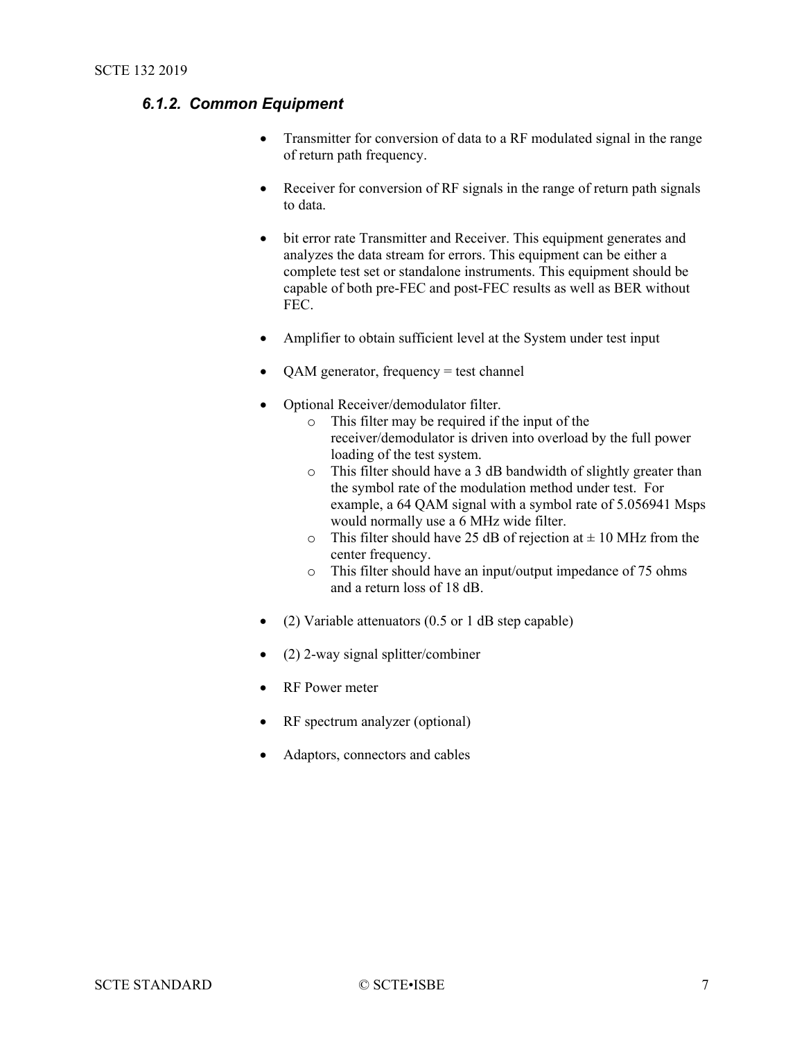### 6.1.2. Common Equipment

- Transmitter for conversion of data to a RF modulated signal in the range of return path frequency.
- Receiver for conversion of RF signals in the range of return path signals to data.
- bit error rate Transmitter and Receiver. This equipment generates and analyzes the data stream for errors. This equipment can be either a complete test set or standalone instruments. This equipment should be capable of both pre-FEC and post-FEC results as well as BER without FEC.
- Amplifier to obtain sufficient level at the System under test input
- QAM generator, frequency = test channel
- Optional Receiver/demodulator filter.
  - This filter may be required if the input of the receiver/demodulator is driven into overload by the full power loading of the test system.
  - This filter should have a 3 dB bandwidth of slightly greater than the symbol rate of the modulation method under test. For example, a 64 QAM signal with a symbol rate of 5.056941 Msps would normally use a 6 MHz wide filter.
  - This filter should have 25 dB of rejection at ± 10 MHz from the center frequency.
  - This filter should have an input/output impedance of 75 ohms and a return loss of 18 dB.
- (2) Variable attenuators (0.5 or 1 dB step capable)
- (2) 2-way signal splitter/combiner
- RF Power meter
- RF spectrum analyzer (optional)
- Adaptors, connectors and cables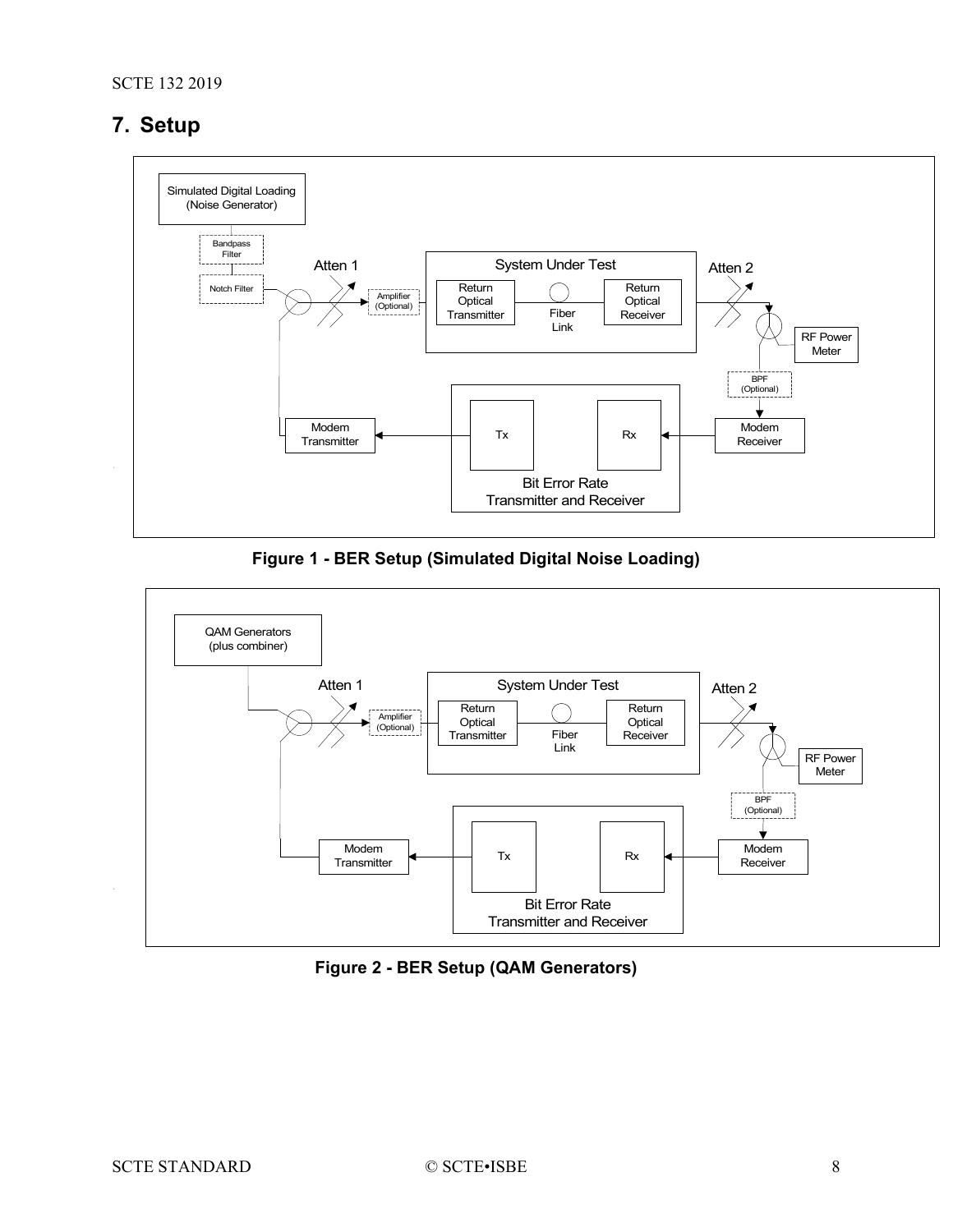# 7. Setup

**Figure 1 - BER Setup (Simulated Digital Noise Loading)**

**Figure 2 - BER Setup (QAM Generators)**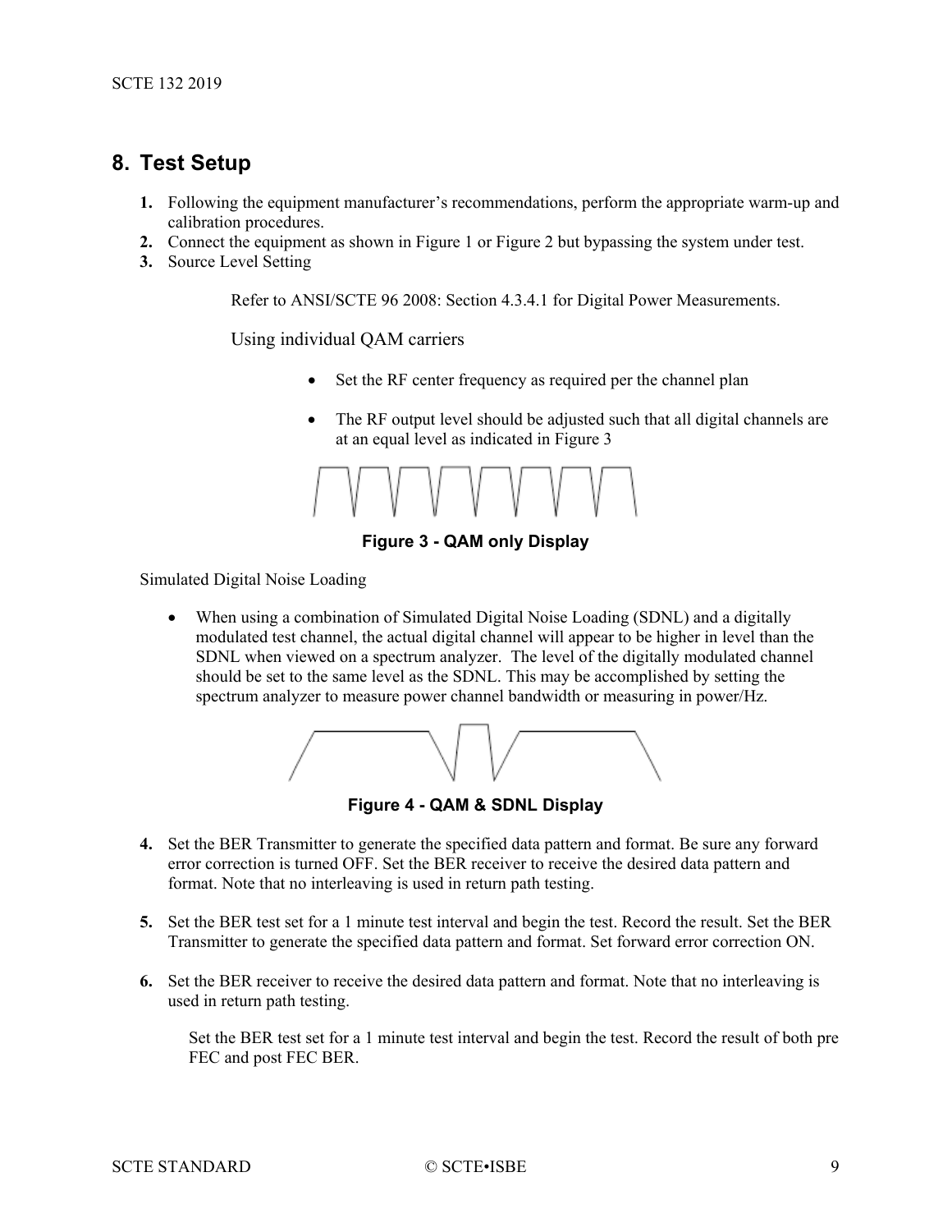## 8. Test Setup

1. Following the equipment manufacturer's recommendations, perform the appropriate warm-up and calibration procedures.
2. Connect the equipment as shown in Figure 1 or Figure 2 but bypassing the system under test.
3. Source Level Setting

   Refer to ANSI/SCTE 96 2008: Section 4.3.4.1 for Digital Power Measurements.

   Using individual QAM carriers

   - Set the RF center frequency as required per the channel plan
   - The RF output level should be adjusted such that all digital channels are at an equal level as indicated in Figure 3

**Figure 3 - QAM only Display**

Simulated Digital Noise Loading

- When using a combination of Simulated Digital Noise Loading (SDNL) and a digitally modulated test channel, the actual digital channel will appear to be higher in level than the SDNL when viewed on a spectrum analyzer. The level of the digitally modulated channel should be set to the same level as the SDNL. This may be accomplished by setting the spectrum analyzer to measure power channel bandwidth or measuring in power/Hz.

**Figure 4 - QAM & SDNL Display**

4. Set the BER Transmitter to generate the specified data pattern and format. Be sure any forward error correction is turned OFF. Set the BER receiver to receive the desired data pattern and format. Note that no interleaving is used in return path testing.

5. Set the BER test set for a 1 minute test interval and begin the test. Record the result. Set the BER Transmitter to generate the specified data pattern and format. Set forward error correction ON.

6. Set the BER receiver to receive the desired data pattern and format. Note that no interleaving is used in return path testing.

   Set the BER test set for a 1 minute test interval and begin the test. Record the result of both pre FEC and post FEC BER.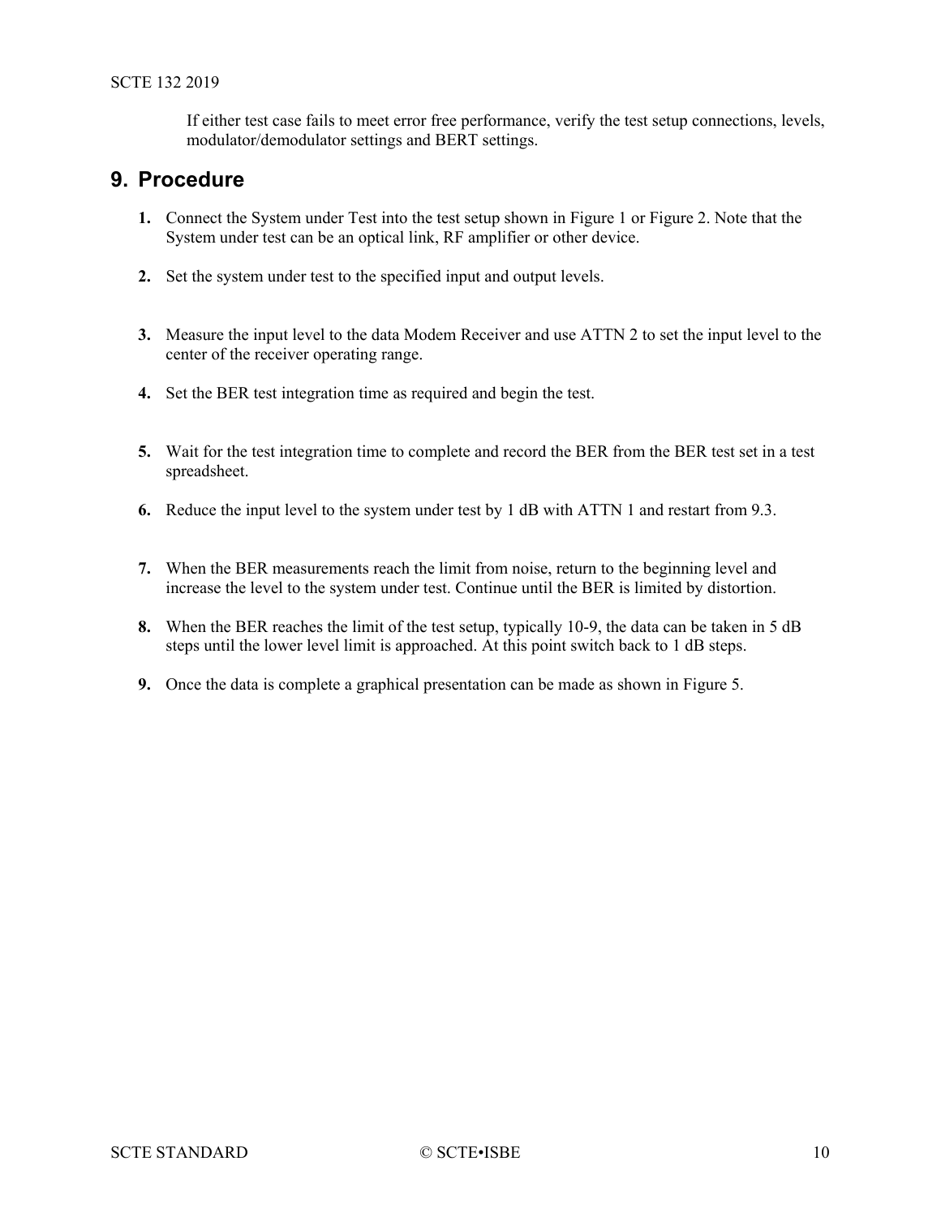If either test case fails to meet error free performance, verify the test setup connections, levels, modulator/demodulator settings and BERT settings.

## 9. Procedure

1. Connect the System under Test into the test setup shown in Figure 1 or Figure 2. Note that the System under test can be an optical link, RF amplifier or other device.

2. Set the system under test to the specified input and output levels.

3. Measure the input level to the data Modem Receiver and use ATTN 2 to set the input level to the center of the receiver operating range.

4. Set the BER test integration time as required and begin the test.

5. Wait for the test integration time to complete and record the BER from the BER test set in a test spreadsheet.

6. Reduce the input level to the system under test by 1 dB with ATTN 1 and restart from 9.3.

7. When the BER measurements reach the limit from noise, return to the beginning level and increase the level to the system under test. Continue until the BER is limited by distortion.

8. When the BER reaches the limit of the test setup, typically 10-9, the data can be taken in 5 dB steps until the lower level limit is approached. At this point switch back to 1 dB steps.

9. Once the data is complete a graphical presentation can be made as shown in Figure 5.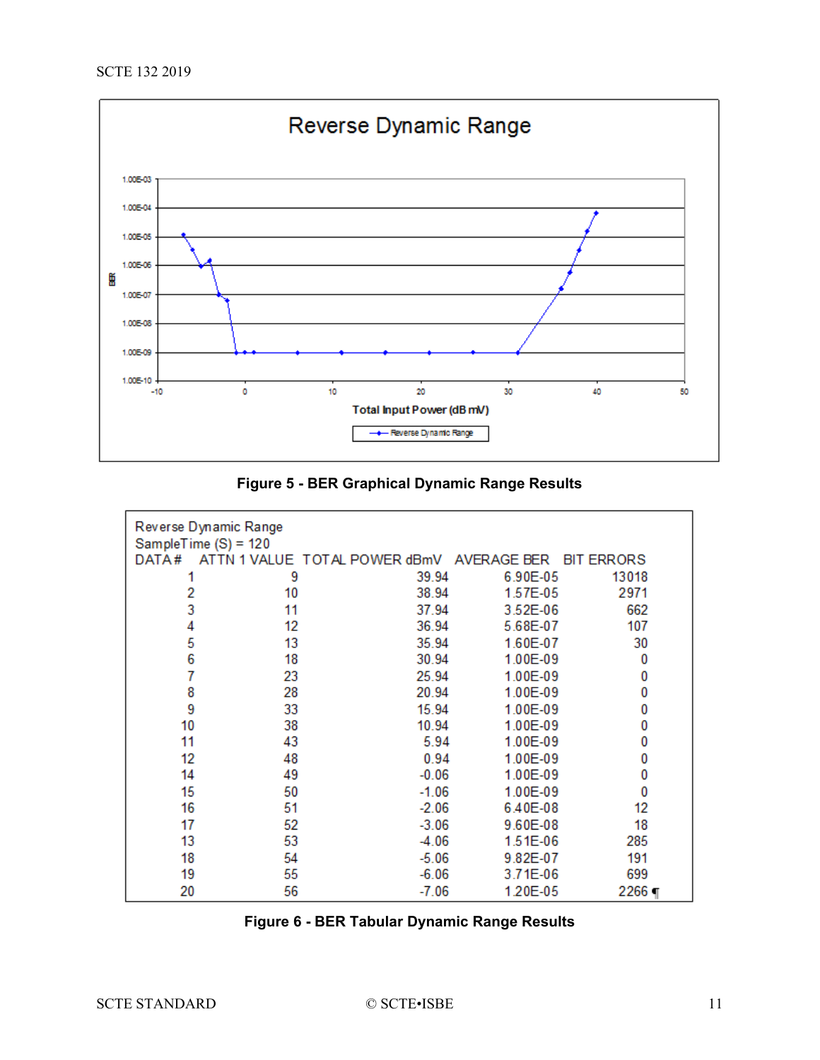Reverse Dynamic Range

1.00E-03
1.00E-04
1.00E-05
1.00E-06
1.00E-07
1.00E-08
1.00E-09
1.00E-10

BER

-10 0 10 20 30 40 50

Total Input Power (dB mV)

Reverse Dynamic Range

**Figure 5 - BER Graphical Dynamic Range Results**

Reverse Dynamic Range
SampleTime (S) = 120

| DATA # | ATTN 1 VALUE | TOTAL POWER dBmV | AVERAGE BER | BIT ERRORS |
|---|---|---|---|---|
| 1 | 9 | 39.94 | 6.90E-05 | 13018 |
| 2 | 10 | 38.94 | 1.57E-05 | 2971 |
| 3 | 11 | 37.94 | 3.52E-06 | 662 |
| 4 | 12 | 36.94 | 5.68E-07 | 107 |
| 5 | 13 | 35.94 | 1.60E-07 | 30 |
| 6 | 18 | 30.94 | 1.00E-09 | 0 |
| 7 | 23 | 25.94 | 1.00E-09 | 0 |
| 8 | 28 | 20.94 | 1.00E-09 | 0 |
| 9 | 33 | 15.94 | 1.00E-09 | 0 |
| 10 | 38 | 10.94 | 1.00E-09 | 0 |
| 11 | 43 | 5.94 | 1.00E-09 | 0 |
| 12 | 48 | 0.94 | 1.00E-09 | 0 |
| 14 | 49 | -0.06 | 1.00E-09 | 0 |
| 15 | 50 | -1.06 | 1.00E-09 | 0 |
| 16 | 51 | -2.06 | 6.40E-08 | 12 |
| 17 | 52 | -3.06 | 9.60E-08 | 18 |
| 13 | 53 | -4.06 | 1.51E-06 | 285 |
| 18 | 54 | -5.06 | 9.82E-07 | 191 |
| 19 | 55 | -6.06 | 3.71E-06 | 699 |
| 20 | 56 | -7.06 | 1.20E-05 | 2266 |

**Figure 6 - BER Tabular Dynamic Range Results**